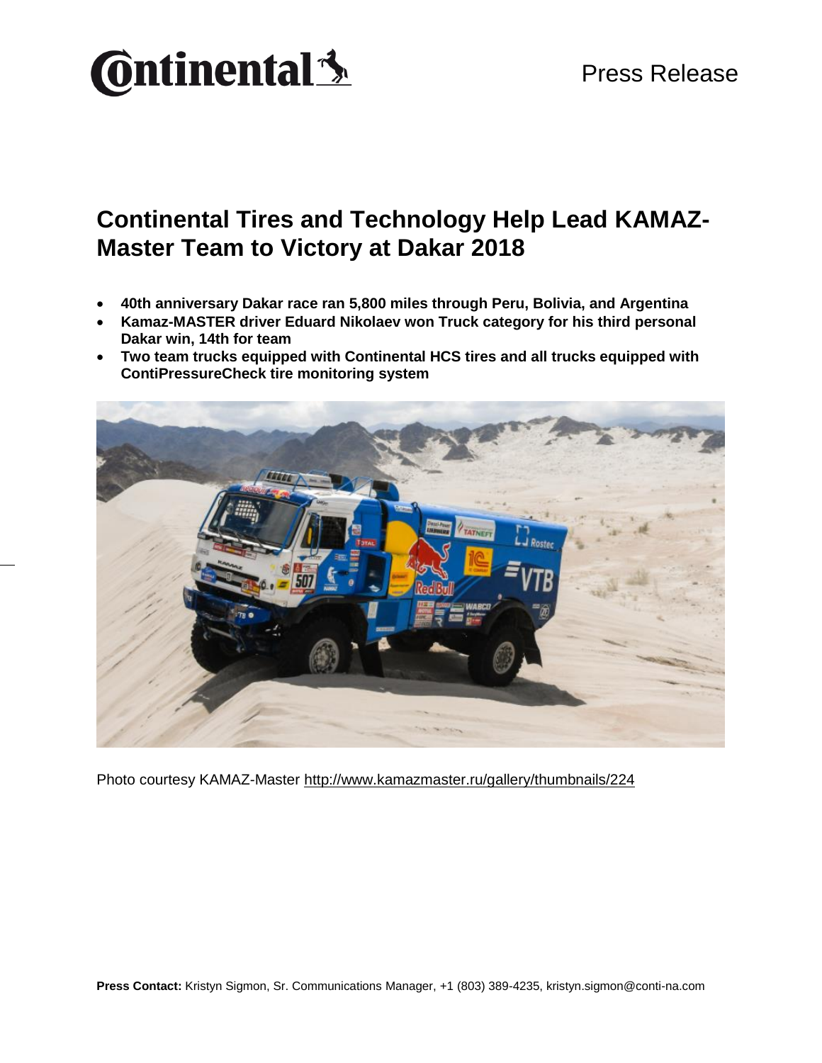Press Release

# Continental Tires and Technology Help Lead KAMAZ-Master Team to Victory at Dakar 2018

- **40th anniversary Dakar race ran 5,800 miles through Peru, Bolivia, and Argentina**
- **Kamaz-MASTER driver Eduard Nikolaev won Truck category for his third personal Dakar win, 14th for team**
- **Two team trucks equipped with Continental HCS tires and all trucks equipped with ContiPressureCheck tire monitoring system**

Photo courtesy KAMAZ-Master http://www.kamazmaster.ru/gallery/thumbnails/224

**Press Contact:** Kristyn Sigmon, Sr. Communications Manager, +1 (803) 389-4235, kristyn.sigmon@conti-na.com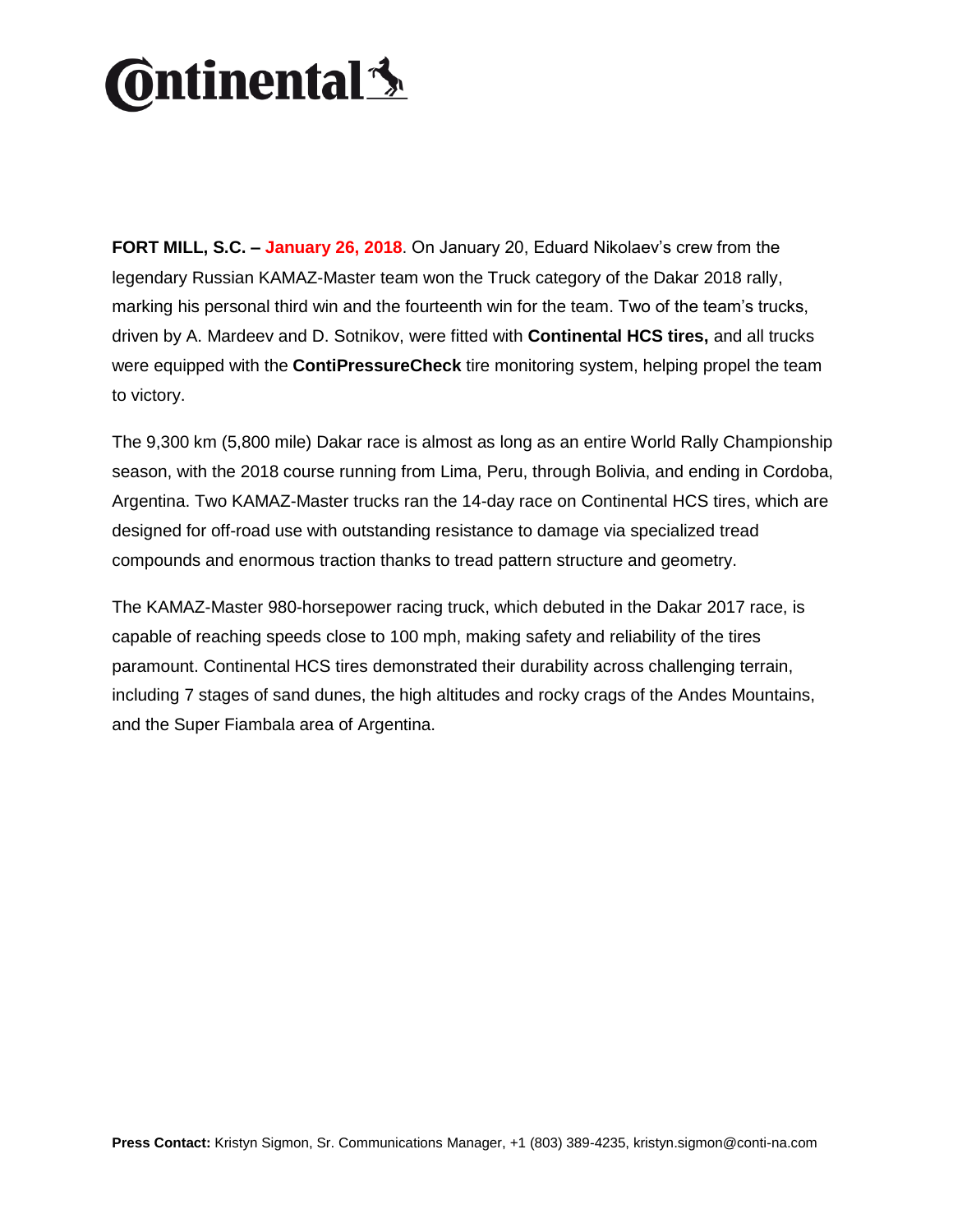**FORT MILL, S.C. – January 26, 2018**. On January 20, Eduard Nikolaev's crew from the legendary Russian KAMAZ-Master team won the Truck category of the Dakar 2018 rally, marking his personal third win and the fourteenth win for the team. Two of the team's trucks, driven by A. Mardeev and D. Sotnikov, were fitted with **Continental HCS tires,** and all trucks were equipped with the **ContiPressureCheck** tire monitoring system, helping propel the team to victory.

The 9,300 km (5,800 mile) Dakar race is almost as long as an entire World Rally Championship season, with the 2018 course running from Lima, Peru, through Bolivia, and ending in Cordoba, Argentina. Two KAMAZ-Master trucks ran the 14-day race on Continental HCS tires, which are designed for off-road use with outstanding resistance to damage via specialized tread compounds and enormous traction thanks to tread pattern structure and geometry.

The KAMAZ-Master 980-horsepower racing truck, which debuted in the Dakar 2017 race, is capable of reaching speeds close to 100 mph, making safety and reliability of the tires paramount. Continental HCS tires demonstrated their durability across challenging terrain, including 7 stages of sand dunes, the high altitudes and rocky crags of the Andes Mountains, and the Super Fiambala area of Argentina.

**Press Contact:** Kristyn Sigmon, Sr. Communications Manager, +1 (803) 389-4235, kristyn.sigmon@conti-na.com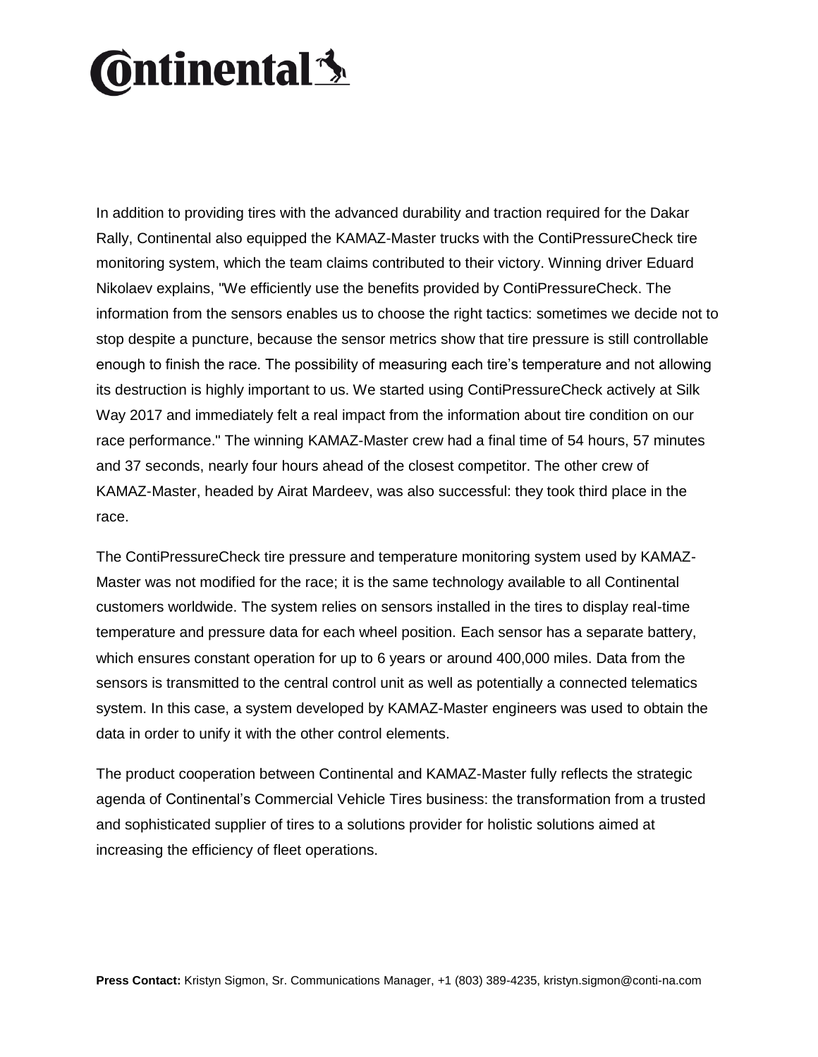In addition to providing tires with the advanced durability and traction required for the Dakar Rally, Continental also equipped the KAMAZ-Master trucks with the ContiPressureCheck tire monitoring system, which the team claims contributed to their victory. Winning driver Eduard Nikolaev explains, "We efficiently use the benefits provided by ContiPressureCheck. The information from the sensors enables us to choose the right tactics: sometimes we decide not to stop despite a puncture, because the sensor metrics show that tire pressure is still controllable enough to finish the race. The possibility of measuring each tire's temperature and not allowing its destruction is highly important to us. We started using ContiPressureCheck actively at Silk Way 2017 and immediately felt a real impact from the information about tire condition on our race performance." The winning KAMAZ-Master crew had a final time of 54 hours, 57 minutes and 37 seconds, nearly four hours ahead of the closest competitor. The other crew of KAMAZ-Master, headed by Airat Mardeev, was also successful: they took third place in the race.

The ContiPressureCheck tire pressure and temperature monitoring system used by KAMAZ-Master was not modified for the race; it is the same technology available to all Continental customers worldwide. The system relies on sensors installed in the tires to display real-time temperature and pressure data for each wheel position. Each sensor has a separate battery, which ensures constant operation for up to 6 years or around 400,000 miles. Data from the sensors is transmitted to the central control unit as well as potentially a connected telematics system. In this case, a system developed by KAMAZ-Master engineers was used to obtain the data in order to unify it with the other control elements.

The product cooperation between Continental and KAMAZ-Master fully reflects the strategic agenda of Continental's Commercial Vehicle Tires business: the transformation from a trusted and sophisticated supplier of tires to a solutions provider for holistic solutions aimed at increasing the efficiency of fleet operations.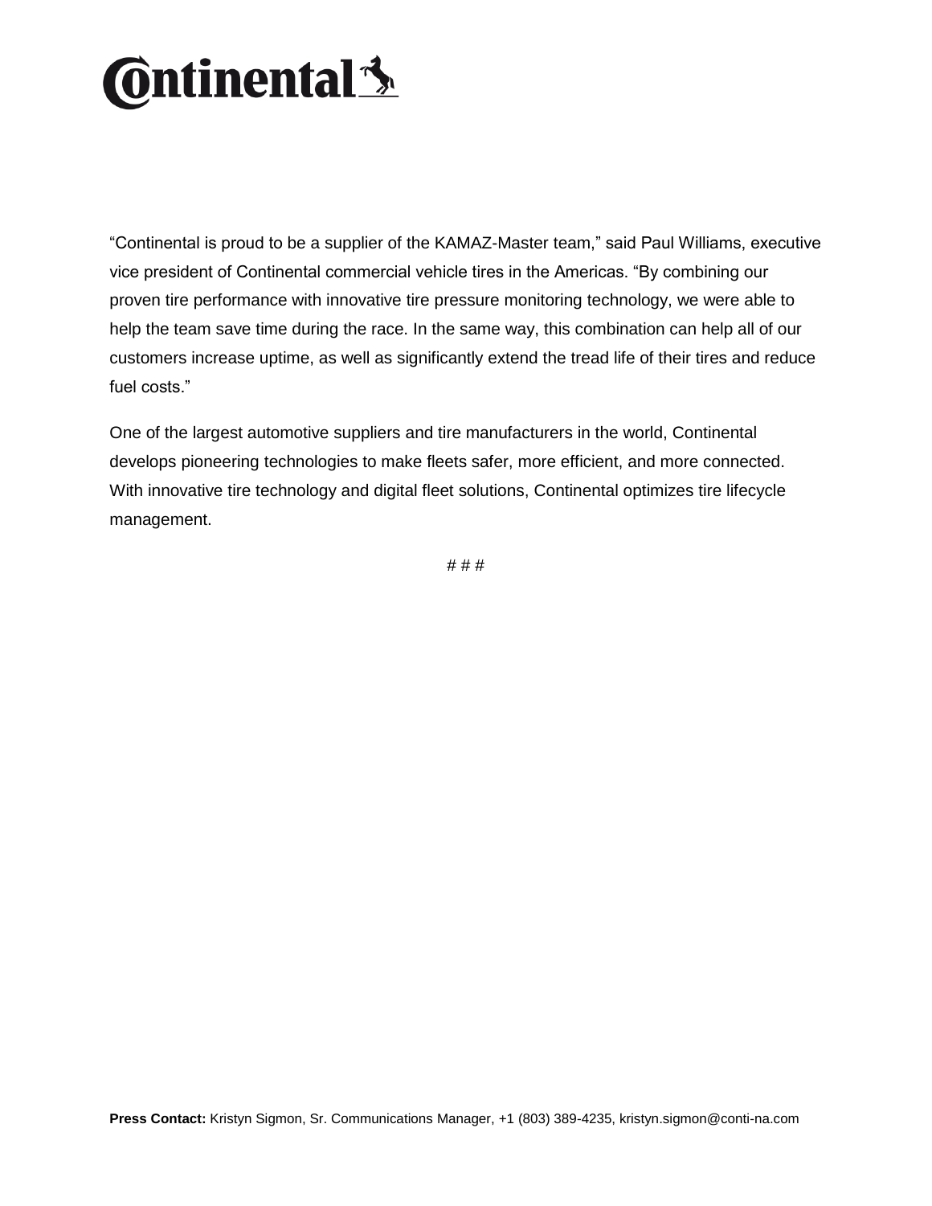"Continental is proud to be a supplier of the KAMAZ-Master team," said Paul Williams, executive vice president of Continental commercial vehicle tires in the Americas. "By combining our proven tire performance with innovative tire pressure monitoring technology, we were able to help the team save time during the race. In the same way, this combination can help all of our customers increase uptime, as well as significantly extend the tread life of their tires and reduce fuel costs."

One of the largest automotive suppliers and tire manufacturers in the world, Continental develops pioneering technologies to make fleets safer, more efficient, and more connected. With innovative tire technology and digital fleet solutions, Continental optimizes tire lifecycle management.

# # #

**Press Contact:** Kristyn Sigmon, Sr. Communications Manager, +1 (803) 389-4235, kristyn.sigmon@conti-na.com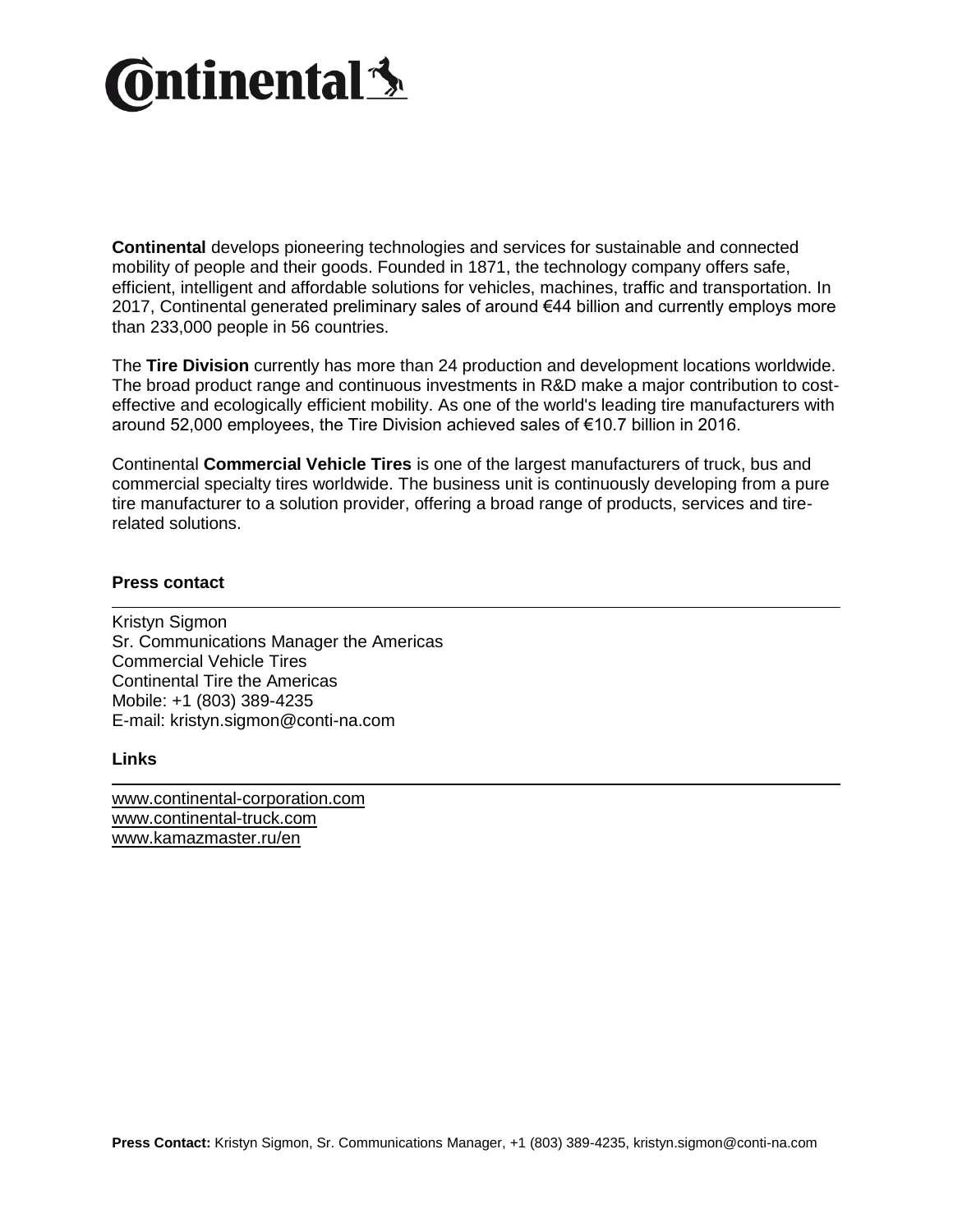**Continental** develops pioneering technologies and services for sustainable and connected mobility of people and their goods. Founded in 1871, the technology company offers safe, efficient, intelligent and affordable solutions for vehicles, machines, traffic and transportation. In 2017, Continental generated preliminary sales of around €44 billion and currently employs more than 233,000 people in 56 countries.

The **Tire Division** currently has more than 24 production and development locations worldwide. The broad product range and continuous investments in R&D make a major contribution to cost-effective and ecologically efficient mobility. As one of the world's leading tire manufacturers with around 52,000 employees, the Tire Division achieved sales of €10.7 billion in 2016.

Continental **Commercial Vehicle Tires** is one of the largest manufacturers of truck, bus and commercial specialty tires worldwide. The business unit is continuously developing from a pure tire manufacturer to a solution provider, offering a broad range of products, services and tire-related solutions.

**Press contact**

Kristyn Sigmon
Sr. Communications Manager the Americas
Commercial Vehicle Tires
Continental Tire the Americas
Mobile: +1 (803) 389-4235
E-mail: kristyn.sigmon@conti-na.com

**Links**

www.continental-corporation.com
www.continental-truck.com
www.kamazmaster.ru/en